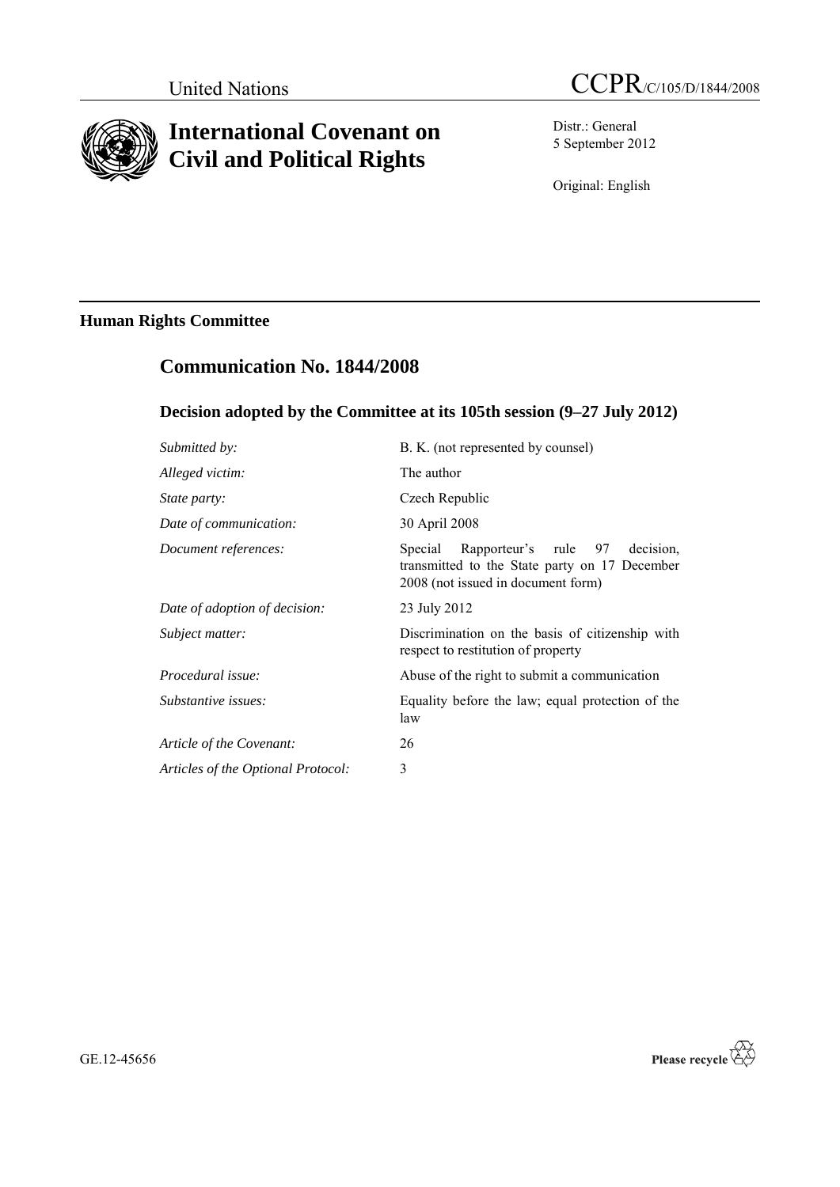United Nations

CCPR/C/105/D/1844/2008

# International Covenant on Civil and Political Rights

Distr.: General
5 September 2012

Original: English

**Human Rights Committee**

## Communication No. 1844/2008

### Decision adopted by the Committee at its 105th session (9–27 July 2012)

| | |
|---|---|
| *Submitted by:* | B. K. (not represented by counsel) |
| *Alleged victim:* | The author |
| *State party:* | Czech Republic |
| *Date of communication:* | 30 April 2008 |
| *Document references:* | Special Rapporteur's rule 97 decision, transmitted to the State party on 17 December 2008 (not issued in document form) |
| *Date of adoption of decision:* | 23 July 2012 |
| *Subject matter:* | Discrimination on the basis of citizenship with respect to restitution of property |
| *Procedural issue:* | Abuse of the right to submit a communication |
| *Substantive issues:* | Equality before the law; equal protection of the law |
| *Article of the Covenant:* | 26 |
| *Articles of the Optional Protocol:* | 3 |

GE.12-45656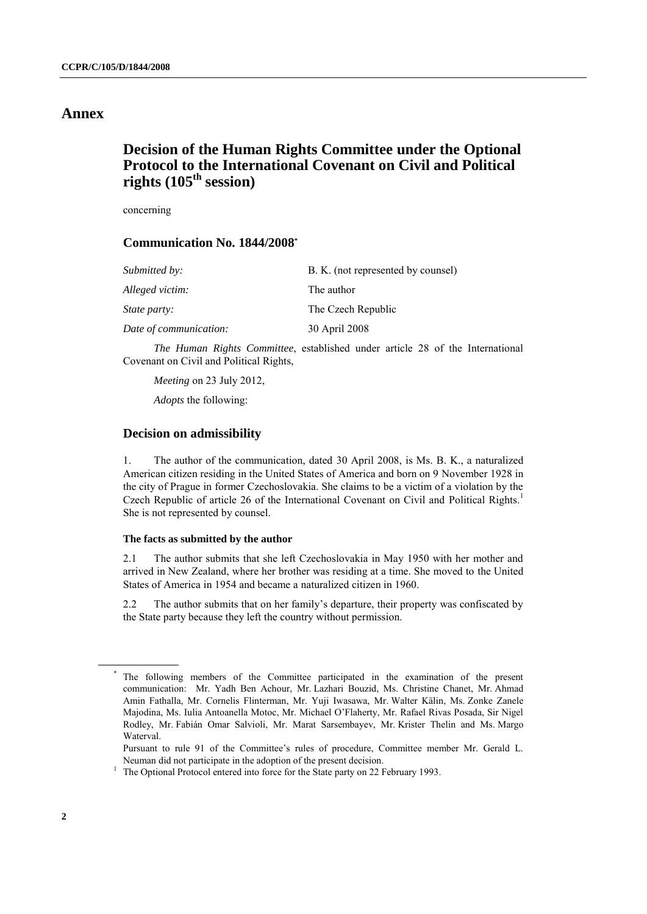# Annex

## Decision of the Human Rights Committee under the Optional Protocol to the International Covenant on Civil and Political rights (105th session)

concerning

### Communication No. 1844/2008*

| | |
|---|---|
| *Submitted by:* | B. K. (not represented by counsel) |
| *Alleged victim:* | The author |
| *State party:* | The Czech Republic |
| *Date of communication:* | 30 April 2008 |

*The Human Rights Committee*, established under article 28 of the International Covenant on Civil and Political Rights,

*Meeting* on 23 July 2012,

*Adopts* the following:

### Decision on admissibility

1. The author of the communication, dated 30 April 2008, is Ms. B. K., a naturalized American citizen residing in the United States of America and born on 9 November 1928 in the city of Prague in former Czechoslovakia. She claims to be a victim of a violation by the Czech Republic of article 26 of the International Covenant on Civil and Political Rights.[1] She is not represented by counsel.

#### The facts as submitted by the author

2.1 The author submits that she left Czechoslovakia in May 1950 with her mother and arrived in New Zealand, where her brother was residing at a time. She moved to the United States of America in 1954 and became a naturalized citizen in 1960.

2.2 The author submits that on her family's departure, their property was confiscated by the State party because they left the country without permission.

---

\* The following members of the Committee participated in the examination of the present communication: Mr. Yadh Ben Achour, Mr. Lazhari Bouzid, Ms. Christine Chanet, Mr. Ahmad Amin Fathalla, Mr. Cornelis Flinterman, Mr. Yuji Iwasawa, Mr. Walter Kälin, Ms. Zonke Zanele Majodina, Ms. Iulia Antoanella Motoc, Mr. Michael O'Flaherty, Mr. Rafael Rivas Posada, Sir Nigel Rodley, Mr. Fabián Omar Salvioli, Mr. Marat Sarsembayev, Mr. Krister Thelin and Ms. Margo Waterval.

Pursuant to rule 91 of the Committee's rules of procedure, Committee member Mr. Gerald L. Neuman did not participate in the adoption of the present decision.

[1] The Optional Protocol entered into force for the State party on 22 February 1993.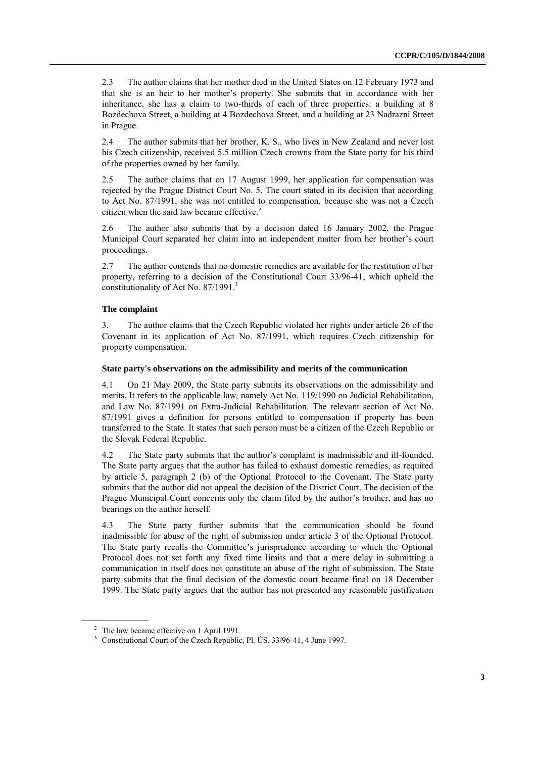2.3 The author claims that her mother died in the United States on 12 February 1973 and that she is an heir to her mother's property. She submits that in accordance with her inheritance, she has a claim to two-thirds of each of three properties: a building at 8 Bozdechova Street, a building at 4 Bozdechova Street, and a building at 23 Nadrazni Street in Prague.

2.4 The author submits that her brother, K. S., who lives in New Zealand and never lost his Czech citizenship, received 5.5 million Czech crowns from the State party for his third of the properties owned by her family.

2.5 The author claims that on 17 August 1999, her application for compensation was rejected by the Prague District Court No. 5. The court stated in its decision that according to Act No. 87/1991, she was not entitled to compensation, because she was not a Czech citizen when the said law became effective.[2]

2.6 The author also submits that by a decision dated 16 January 2002, the Prague Municipal Court separated her claim into an independent matter from her brother's court proceedings.

2.7 The author contends that no domestic remedies are available for the restitution of her property, referring to a decision of the Constitutional Court 33/96-41, which upheld the constitutionality of Act No. 87/1991.[3]

### The complaint

3. The author claims that the Czech Republic violated her rights under article 26 of the Covenant in its application of Act No. 87/1991, which requires Czech citizenship for property compensation.

### State party's observations on the admissibility and merits of the communication

4.1 On 21 May 2009, the State party submits its observations on the admissibility and merits. It refers to the applicable law, namely Act No. 119/1990 on Judicial Rehabilitation, and Law No. 87/1991 on Extra-Judicial Rehabilitation. The relevant section of Act No. 87/1991 gives a definition for persons entitled to compensation if property has been transferred to the State. It states that such person must be a citizen of the Czech Republic or the Slovak Federal Republic.

4.2 The State party submits that the author's complaint is inadmissible and ill-founded. The State party argues that the author has failed to exhaust domestic remedies, as required by article 5, paragraph 2 (b) of the Optional Protocol to the Covenant. The State party submits that the author did not appeal the decision of the District Court. The decision of the Prague Municipal Court concerns only the claim filed by the author's brother, and has no bearings on the author herself.

4.3 The State party further submits that the communication should be found inadmissible for abuse of the right of submission under article 3 of the Optional Protocol. The State party recalls the Committee's jurisprudence according to which the Optional Protocol does not set forth any fixed time limits and that a mere delay in submitting a communication in itself does not constitute an abuse of the right of submission. The State party submits that the final decision of the domestic court became final on 18 December 1999. The State party argues that the author has not presented any reasonable justification

---

[2] The law became effective on 1 April 1991.

[3] Constitutional Court of the Czech Republic, Pl. ÚS. 33/96-41, 4 June 1997.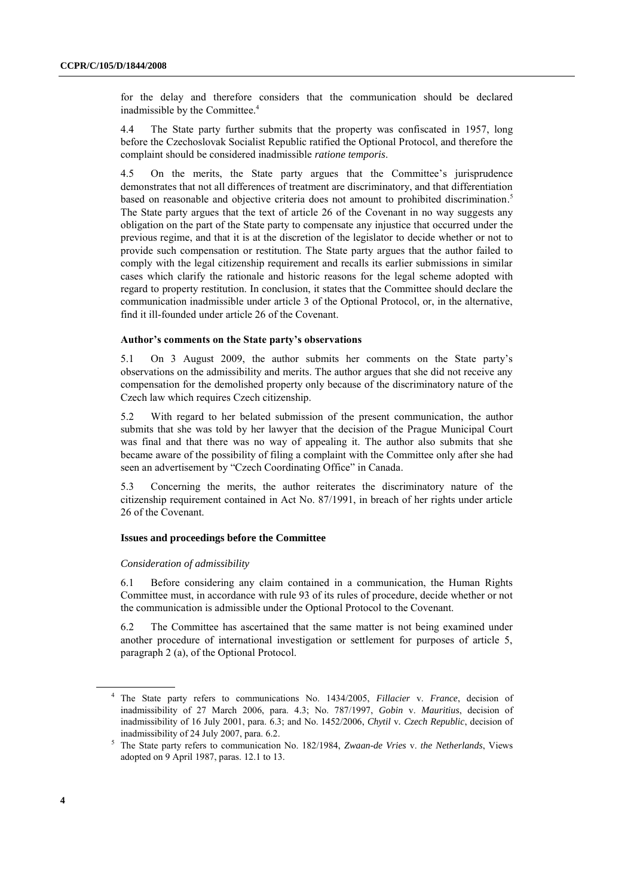for the delay and therefore considers that the communication should be declared inadmissible by the Committee.[4]

4.4 The State party further submits that the property was confiscated in 1957, long before the Czechoslovak Socialist Republic ratified the Optional Protocol, and therefore the complaint should be considered inadmissible *ratione temporis*.

4.5 On the merits, the State party argues that the Committee's jurisprudence demonstrates that not all differences of treatment are discriminatory, and that differentiation based on reasonable and objective criteria does not amount to prohibited discrimination.[5] The State party argues that the text of article 26 of the Covenant in no way suggests any obligation on the part of the State party to compensate any injustice that occurred under the previous regime, and that it is at the discretion of the legislator to decide whether or not to provide such compensation or restitution. The State party argues that the author failed to comply with the legal citizenship requirement and recalls its earlier submissions in similar cases which clarify the rationale and historic reasons for the legal scheme adopted with regard to property restitution. In conclusion, it states that the Committee should declare the communication inadmissible under article 3 of the Optional Protocol, or, in the alternative, find it ill-founded under article 26 of the Covenant.

### Author's comments on the State party's observations

5.1 On 3 August 2009, the author submits her comments on the State party's observations on the admissibility and merits. The author argues that she did not receive any compensation for the demolished property only because of the discriminatory nature of the Czech law which requires Czech citizenship.

5.2 With regard to her belated submission of the present communication, the author submits that she was told by her lawyer that the decision of the Prague Municipal Court was final and that there was no way of appealing it. The author also submits that she became aware of the possibility of filing a complaint with the Committee only after she had seen an advertisement by "Czech Coordinating Office" in Canada.

5.3 Concerning the merits, the author reiterates the discriminatory nature of the citizenship requirement contained in Act No. 87/1991, in breach of her rights under article 26 of the Covenant.

### Issues and proceedings before the Committee

#### *Consideration of admissibility*

6.1 Before considering any claim contained in a communication, the Human Rights Committee must, in accordance with rule 93 of its rules of procedure, decide whether or not the communication is admissible under the Optional Protocol to the Covenant.

6.2 The Committee has ascertained that the same matter is not being examined under another procedure of international investigation or settlement for purposes of article 5, paragraph 2 (a), of the Optional Protocol.

---

[4] The State party refers to communications No. 1434/2005, *Fillacier* v. *France*, decision of inadmissibility of 27 March 2006, para. 4.3; No. 787/1997, *Gobin* v. *Mauritius*, decision of inadmissibility of 16 July 2001, para. 6.3; and No. 1452/2006, *Chytil* v. *Czech Republic*, decision of inadmissibility of 24 July 2007, para. 6.2.

[5] The State party refers to communication No. 182/1984, *Zwaan-de Vries* v. *the Netherlands*, Views adopted on 9 April 1987, paras. 12.1 to 13.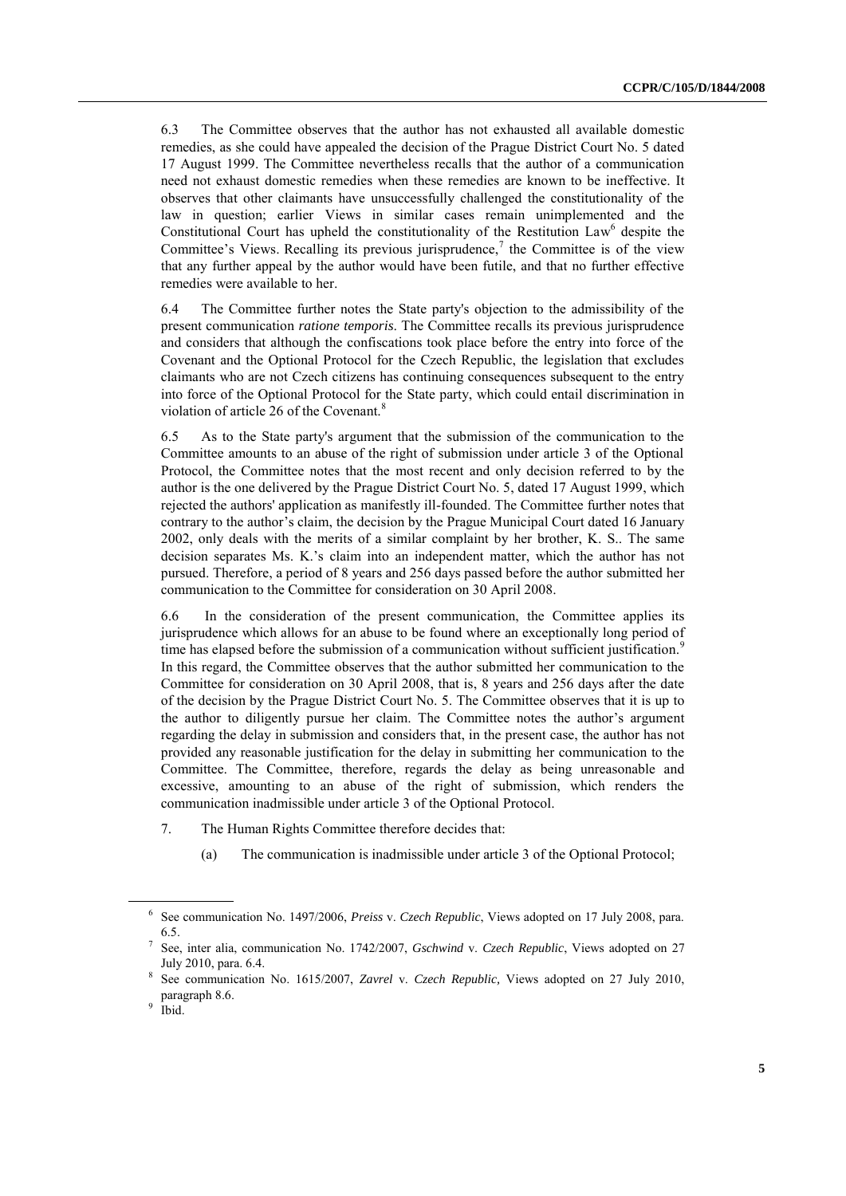6.3 The Committee observes that the author has not exhausted all available domestic remedies, as she could have appealed the decision of the Prague District Court No. 5 dated 17 August 1999. The Committee nevertheless recalls that the author of a communication need not exhaust domestic remedies when these remedies are known to be ineffective. It observes that other claimants have unsuccessfully challenged the constitutionality of the law in question; earlier Views in similar cases remain unimplemented and the Constitutional Court has upheld the constitutionality of the Restitution Law[6] despite the Committee's Views. Recalling its previous jurisprudence,[7] the Committee is of the view that any further appeal by the author would have been futile, and that no further effective remedies were available to her.

6.4 The Committee further notes the State party's objection to the admissibility of the present communication *ratione temporis*. The Committee recalls its previous jurisprudence and considers that although the confiscations took place before the entry into force of the Covenant and the Optional Protocol for the Czech Republic, the legislation that excludes claimants who are not Czech citizens has continuing consequences subsequent to the entry into force of the Optional Protocol for the State party, which could entail discrimination in violation of article 26 of the Covenant.[8]

6.5 As to the State party's argument that the submission of the communication to the Committee amounts to an abuse of the right of submission under article 3 of the Optional Protocol, the Committee notes that the most recent and only decision referred to by the author is the one delivered by the Prague District Court No. 5, dated 17 August 1999, which rejected the authors' application as manifestly ill-founded. The Committee further notes that contrary to the author's claim, the decision by the Prague Municipal Court dated 16 January 2002, only deals with the merits of a similar complaint by her brother, K. S.. The same decision separates Ms. K.'s claim into an independent matter, which the author has not pursued. Therefore, a period of 8 years and 256 days passed before the author submitted her communication to the Committee for consideration on 30 April 2008.

6.6 In the consideration of the present communication, the Committee applies its jurisprudence which allows for an abuse to be found where an exceptionally long period of time has elapsed before the submission of a communication without sufficient justification.[9] In this regard, the Committee observes that the author submitted her communication to the Committee for consideration on 30 April 2008, that is, 8 years and 256 days after the date of the decision by the Prague District Court No. 5. The Committee observes that it is up to the author to diligently pursue her claim. The Committee notes the author's argument regarding the delay in submission and considers that, in the present case, the author has not provided any reasonable justification for the delay in submitting her communication to the Committee. The Committee, therefore, regards the delay as being unreasonable and excessive, amounting to an abuse of the right of submission, which renders the communication inadmissible under article 3 of the Optional Protocol.

7. The Human Rights Committee therefore decides that:

(a) The communication is inadmissible under article 3 of the Optional Protocol;

---

[6] See communication No. 1497/2006, *Preiss* v. *Czech Republic*, Views adopted on 17 July 2008, para. 6.5.

[7] See, inter alia, communication No. 1742/2007, *Gschwind* v. *Czech Republic*, Views adopted on 27 July 2010, para. 6.4.

[8] See communication No. 1615/2007, *Zavrel* v. *Czech Republic,* Views adopted on 27 July 2010, paragraph 8.6.

[9] Ibid.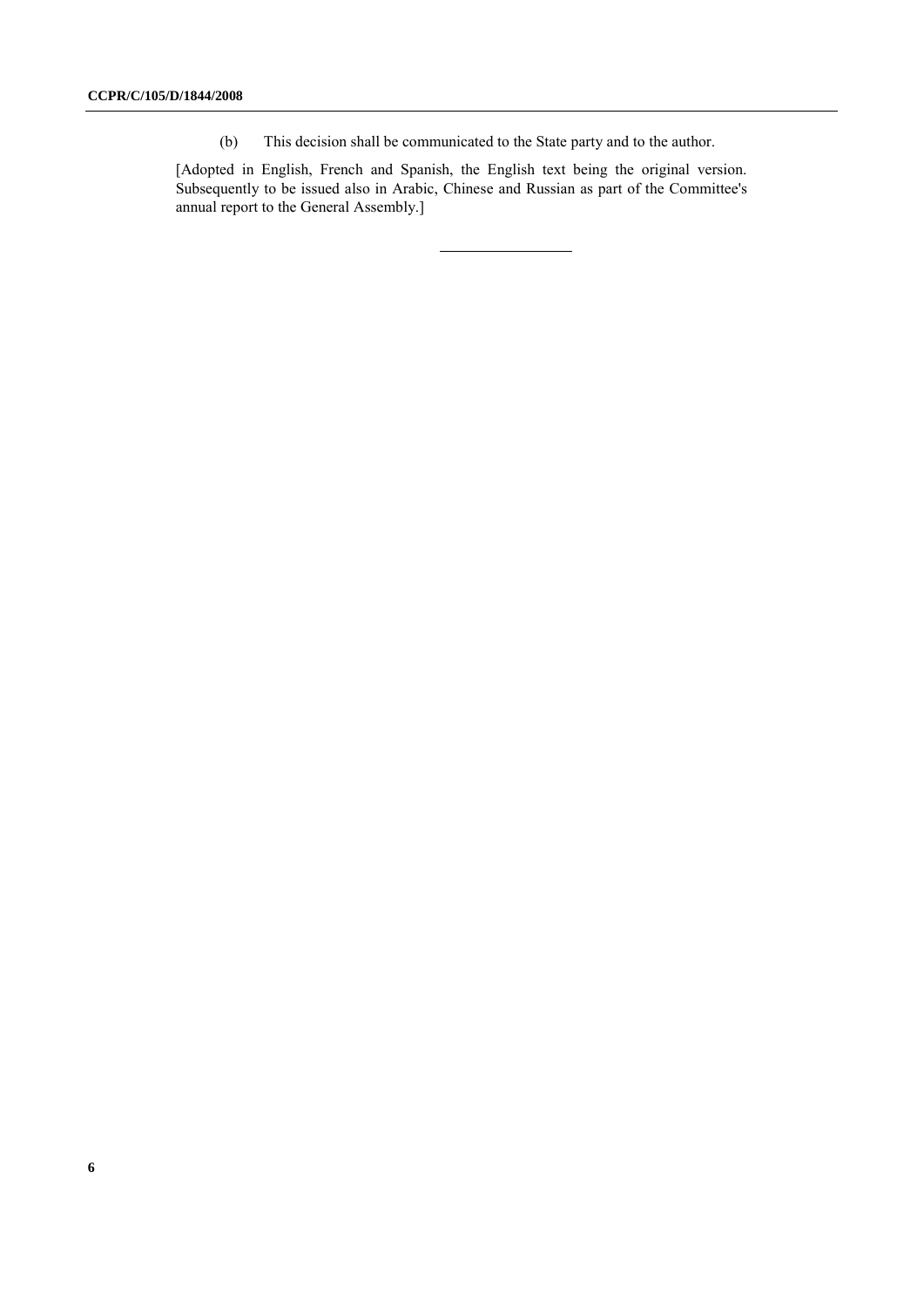(b) This decision shall be communicated to the State party and to the author.

[Adopted in English, French and Spanish, the English text being the original version. Subsequently to be issued also in Arabic, Chinese and Russian as part of the Committee's annual report to the General Assembly.]